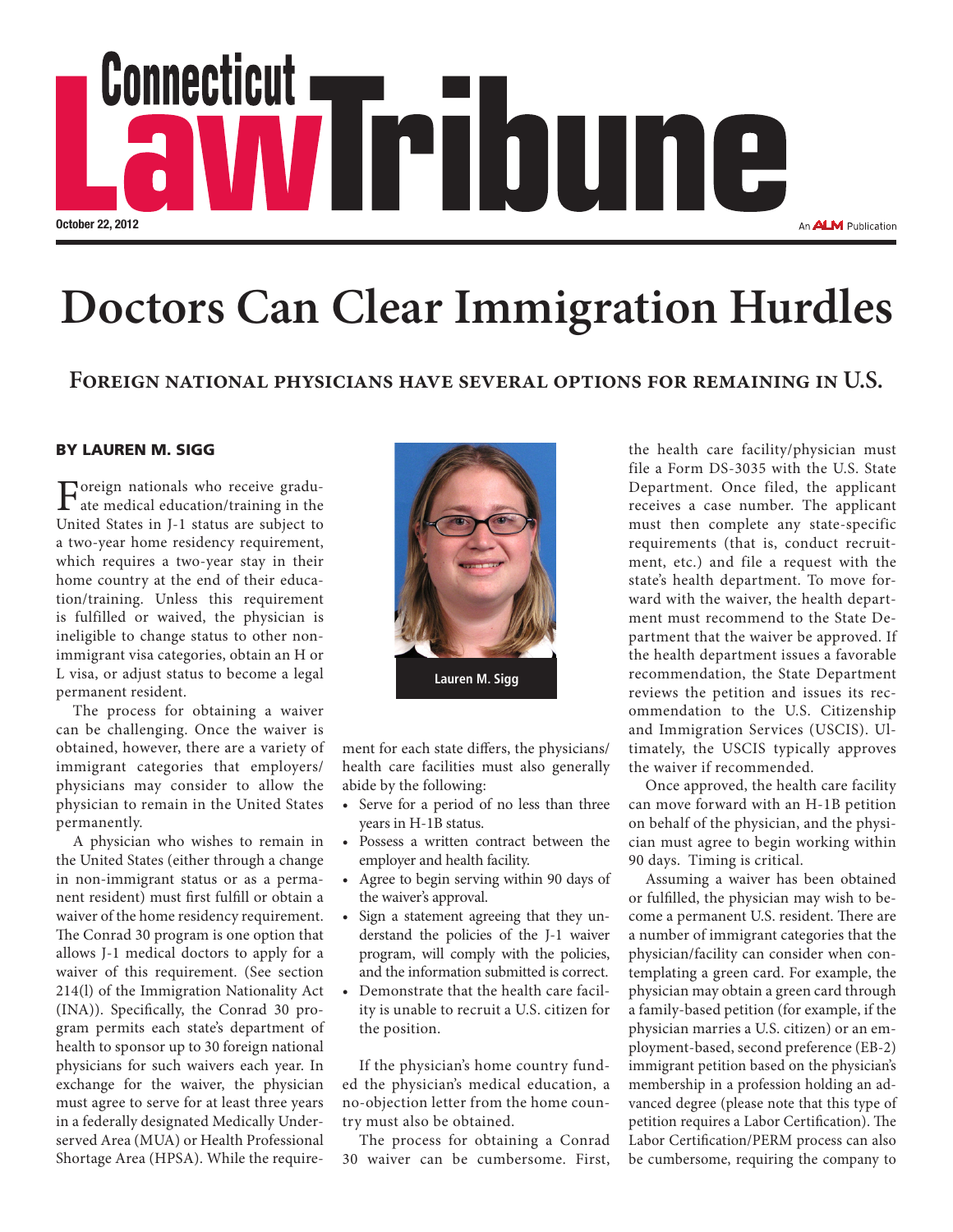# Doctors Can Clear Immigration Hurdles

## Foreign national physicians have several options for remaining in U.S.

**BY LAUREN M. SIGG**

Foreign nationals who receive graduate medical education/training in the United States in J-1 status are subject to a two-year home residency requirement, which requires a two-year stay in their home country at the end of their education/training. Unless this requirement is fulfilled or waived, the physician is ineligible to change status to other nonimmigrant visa categories, obtain an H or L visa, or adjust status to become a legal permanent resident.

The process for obtaining a waiver can be challenging. Once the waiver is obtained, however, there are a variety of immigrant categories that employers/physicians may consider to allow the physician to remain in the United States permanently.

A physician who wishes to remain in the United States (either through a change in non-immigrant status or as a permanent resident) must first fulfill or obtain a waiver of the home residency requirement. The Conrad 30 program is one option that allows J-1 medical doctors to apply for a waiver of this requirement. (See section 214(l) of the Immigration Nationality Act (INA)). Specifically, the Conrad 30 program permits each state's department of health to sponsor up to 30 foreign national physicians for such waivers each year. In exchange for the waiver, the physician must agree to serve for at least three years in a federally designated Medically Underserved Area (MUA) or Health Professional Shortage Area (HPSA). While the requirement for each state differs, the physicians/health care facilities must also generally abide by the following:

- Serve for a period of no less than three years in H-1B status.
- Possess a written contract between the employer and health facility.
- Agree to begin serving within 90 days of the waiver's approval.
- Sign a statement agreeing that they understand the policies of the J-1 waiver program, will comply with the policies, and the information submitted is correct.
- Demonstrate that the health care facility is unable to recruit a U.S. citizen for the position.

If the physician's home country funded the physician's medical education, a no-objection letter from the home country must also be obtained.

The process for obtaining a Conrad 30 waiver can be cumbersome. First, the health care facility/physician must file a Form DS-3035 with the U.S. State Department. Once filed, the applicant receives a case number. The applicant must then complete any state-specific requirements (that is, conduct recruitment, etc.) and file a request with the state's health department. To move forward with the waiver, the health department must recommend to the State Department that the waiver be approved. If the health department issues a favorable recommendation, the State Department reviews the petition and issues its recommendation to the U.S. Citizenship and Immigration Services (USCIS). Ultimately, the USCIS typically approves the waiver if recommended.

Once approved, the health care facility can move forward with an H-1B petition on behalf of the physician, and the physician must agree to begin working within 90 days. Timing is critical.

Assuming a waiver has been obtained or fulfilled, the physician may wish to become a permanent U.S. resident. There are a number of immigrant categories that the physician/facility can consider when contemplating a green card. For example, the physician may obtain a green card through a family-based petition (for example, if the physician marries a U.S. citizen) or an employment-based, second preference (EB-2) immigrant petition based on the physician's membership in a profession holding an advanced degree (please note that this type of petition requires a Labor Certification). The Labor Certification/PERM process can also be cumbersome, requiring the company to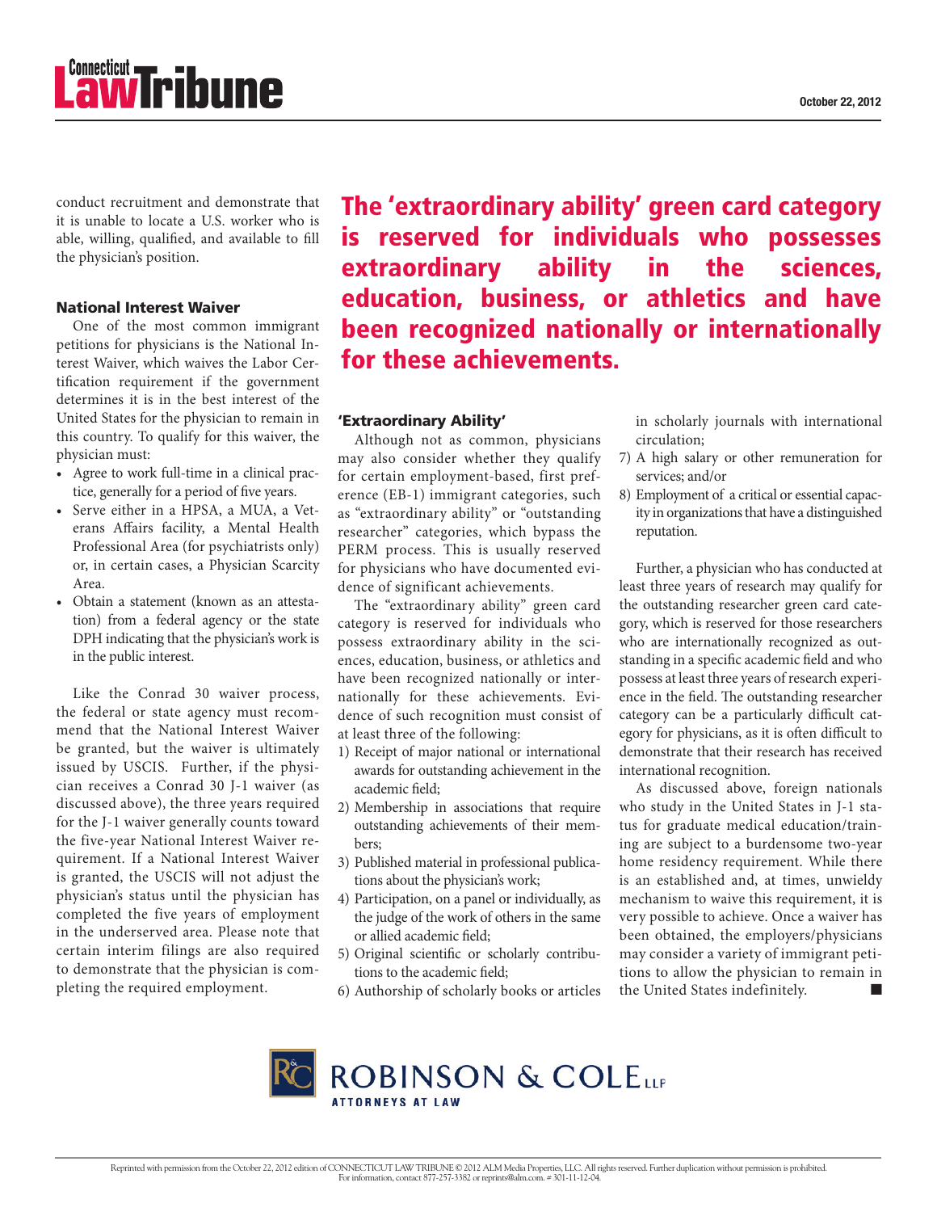conduct recruitment and demonstrate that it is unable to locate a U.S. worker who is able, willing, qualified, and available to fill the physician's position.

### National Interest Waiver

One of the most common immigrant petitions for physicians is the National Interest Waiver, which waives the Labor Certification requirement if the government determines it is in the best interest of the United States for the physician to remain in this country. To qualify for this waiver, the physician must:

- Agree to work full-time in a clinical practice, generally for a period of five years.
- Serve either in a HPSA, a MUA, a Veterans Affairs facility, a Mental Health Professional Area (for psychiatrists only) or, in certain cases, a Physician Scarcity Area.
- Obtain a statement (known as an attestation) from a federal agency or the state DPH indicating that the physician's work is in the public interest.

Like the Conrad 30 waiver process, the federal or state agency must recommend that the National Interest Waiver be granted, but the waiver is ultimately issued by USCIS. Further, if the physician receives a Conrad 30 J-1 waiver (as discussed above), the three years required for the J-1 waiver generally counts toward the five-year National Interest Waiver requirement. If a National Interest Waiver is granted, the USCIS will not adjust the physician's status until the physician has completed the five years of employment in the underserved area. Please note that certain interim filings are also required to demonstrate that the physician is completing the required employment.

**The 'extraordinary ability' green card category is reserved for individuals who possesses extraordinary ability in the sciences, education, business, or athletics and have been recognized nationally or internationally for these achievements.**

### 'Extraordinary Ability'

Although not as common, physicians may also consider whether they qualify for certain employment-based, first preference (EB-1) immigrant categories, such as "extraordinary ability" or "outstanding researcher" categories, which bypass the PERM process. This is usually reserved for physicians who have documented evidence of significant achievements.

The "extraordinary ability" green card category is reserved for individuals who possess extraordinary ability in the sciences, education, business, or athletics and have been recognized nationally or internationally for these achievements. Evidence of such recognition must consist of at least three of the following:

1) Receipt of major national or international awards for outstanding achievement in the academic field;
2) Membership in associations that require outstanding achievements of their members;
3) Published material in professional publications about the physician's work;
4) Participation, on a panel or individually, as the judge of the work of others in the same or allied academic field;
5) Original scientific or scholarly contributions to the academic field;
6) Authorship of scholarly books or articles in scholarly journals with international circulation;
7) A high salary or other remuneration for services; and/or
8) Employment of a critical or essential capacity in organizations that have a distinguished reputation.

Further, a physician who has conducted at least three years of research may qualify for the outstanding researcher green card category, which is reserved for those researchers who are internationally recognized as outstanding in a specific academic field and who possess at least three years of research experience in the field. The outstanding researcher category can be a particularly difficult category for physicians, as it is often difficult to demonstrate that their research has received international recognition.

As discussed above, foreign nationals who study in the United States in J-1 status for graduate medical education/training are subject to a burdensome two-year home residency requirement. While there is an established and, at times, unwieldy mechanism to waive this requirement, it is very possible to achieve. Once a waiver has been obtained, the employers/physicians may consider a variety of immigrant petitions to allow the physician to remain in the United States indefinitely. ■

ROBINSON & COLE LLP
ATTORNEYS AT LAW

Reprinted with permission from the October 22, 2012 edition of CONNECTICUT LAW TRIBUNE © 2012 ALM Media Properties, LLC. All rights reserved. Further duplication without permission is prohibited. For information, contact 877-257-3382 or reprints@alm.com. # 301-11-12-04.